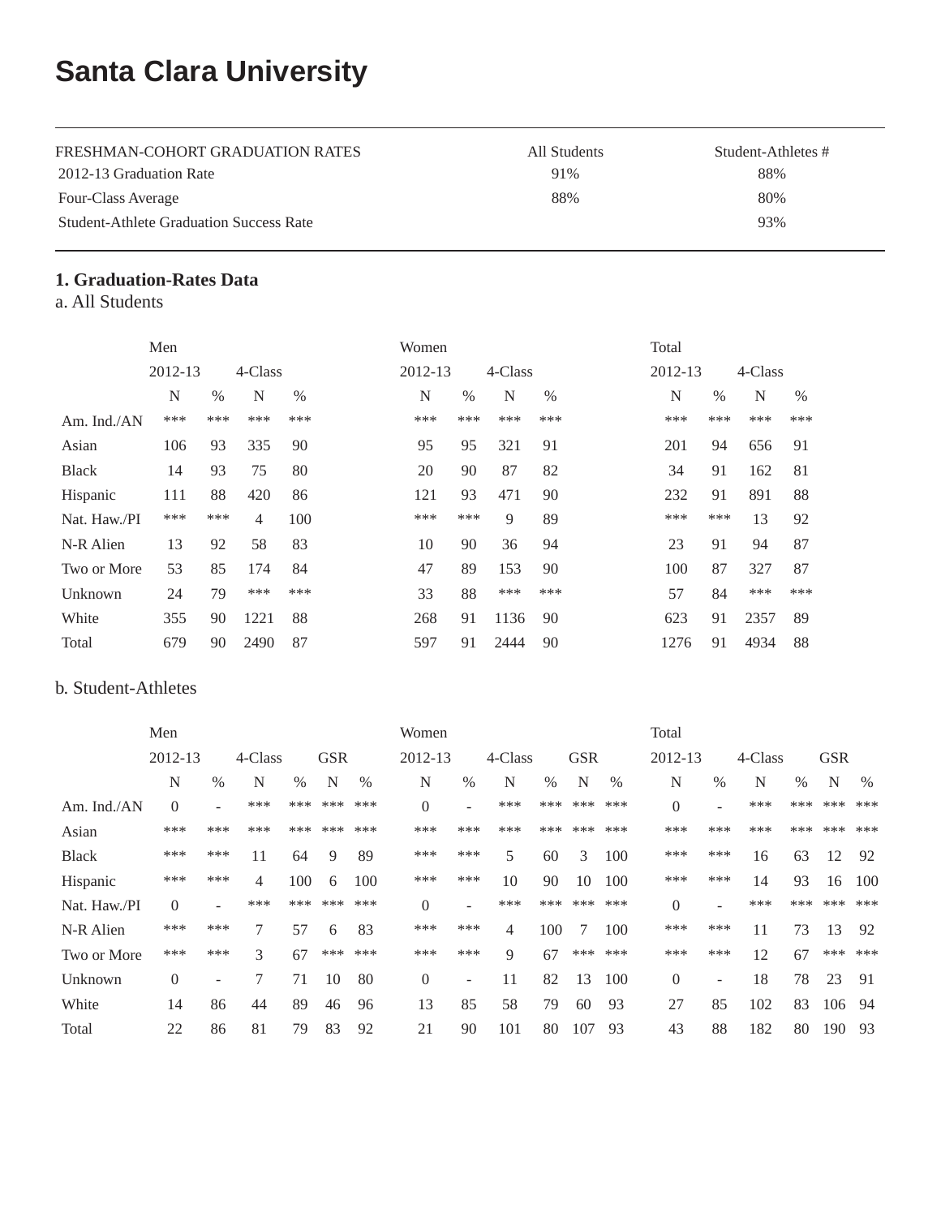# Santa Clara University

| FRESHMAN-COHORT GRADUATION RATES | All Students | Student-Athletes # |
|---|---|---|
| 2012-13 Graduation Rate | 91% | 88% |
| Four-Class Average | 88% | 80% |
| Student-Athlete Graduation Success Rate | | 93% |

## 1. Graduation-Rates Data

### a. All Students

| | Men | | | | Women | | | | Total | | | |
|---|---|---|---|---|---|---|---|---|---|---|---|---|
| | 2012-13 | | 4-Class | | 2012-13 | | 4-Class | | 2012-13 | | 4-Class | |
| | N | % | N | % | N | % | N | % | N | % | N | % |
| Am. Ind./AN | *** | *** | *** | *** | *** | *** | *** | *** | *** | *** | *** | *** |
| Asian | 106 | 93 | 335 | 90 | 95 | 95 | 321 | 91 | 201 | 94 | 656 | 91 |
| Black | 14 | 93 | 75 | 80 | 20 | 90 | 87 | 82 | 34 | 91 | 162 | 81 |
| Hispanic | 111 | 88 | 420 | 86 | 121 | 93 | 471 | 90 | 232 | 91 | 891 | 88 |
| Nat. Haw./PI | *** | *** | 4 | 100 | *** | *** | 9 | 89 | *** | *** | 13 | 92 |
| N-R Alien | 13 | 92 | 58 | 83 | 10 | 90 | 36 | 94 | 23 | 91 | 94 | 87 |
| Two or More | 53 | 85 | 174 | 84 | 47 | 89 | 153 | 90 | 100 | 87 | 327 | 87 |
| Unknown | 24 | 79 | *** | *** | 33 | 88 | *** | *** | 57 | 84 | *** | *** |
| White | 355 | 90 | 1221 | 88 | 268 | 91 | 1136 | 90 | 623 | 91 | 2357 | 89 |
| Total | 679 | 90 | 2490 | 87 | 597 | 91 | 2444 | 90 | 1276 | 91 | 4934 | 88 |

### b. Student-Athletes

| | Men | | | | | | Women | | | | | | Total | | | | | |
|---|---|---|---|---|---|---|---|---|---|---|---|---|---|---|---|---|---|---|
| | 2012-13 | | 4-Class | | GSR | | 2012-13 | | 4-Class | | GSR | | 2012-13 | | 4-Class | | GSR | |
| | N | % | N | % | N | % | N | % | N | % | N | % | N | % | N | % | N | % |
| Am. Ind./AN | 0 | - | *** | *** | *** | *** | 0 | - | *** | *** | *** | *** | 0 | - | *** | *** | *** | *** |
| Asian | *** | *** | *** | *** | *** | *** | *** | *** | *** | *** | *** | *** | *** | *** | *** | *** | *** | *** |
| Black | *** | *** | 11 | 64 | 9 | 89 | *** | *** | 5 | 60 | 3 | 100 | *** | *** | 16 | 63 | 12 | 92 |
| Hispanic | *** | *** | 4 | 100 | 6 | 100 | *** | *** | 10 | 90 | 10 | 100 | *** | *** | 14 | 93 | 16 | 100 |
| Nat. Haw./PI | 0 | - | *** | *** | *** | *** | 0 | - | *** | *** | *** | *** | 0 | - | *** | *** | *** | *** |
| N-R Alien | *** | *** | 7 | 57 | 6 | 83 | *** | *** | 4 | 100 | 7 | 100 | *** | *** | 11 | 73 | 13 | 92 |
| Two or More | *** | *** | 3 | 67 | *** | *** | *** | *** | 9 | 67 | *** | *** | *** | *** | 12 | 67 | *** | *** |
| Unknown | 0 | - | 7 | 71 | 10 | 80 | 0 | - | 11 | 82 | 13 | 100 | 0 | - | 18 | 78 | 23 | 91 |
| White | 14 | 86 | 44 | 89 | 46 | 96 | 13 | 85 | 58 | 79 | 60 | 93 | 27 | 85 | 102 | 83 | 106 | 94 |
| Total | 22 | 86 | 81 | 79 | 83 | 92 | 21 | 90 | 101 | 80 | 107 | 93 | 43 | 88 | 182 | 80 | 190 | 93 |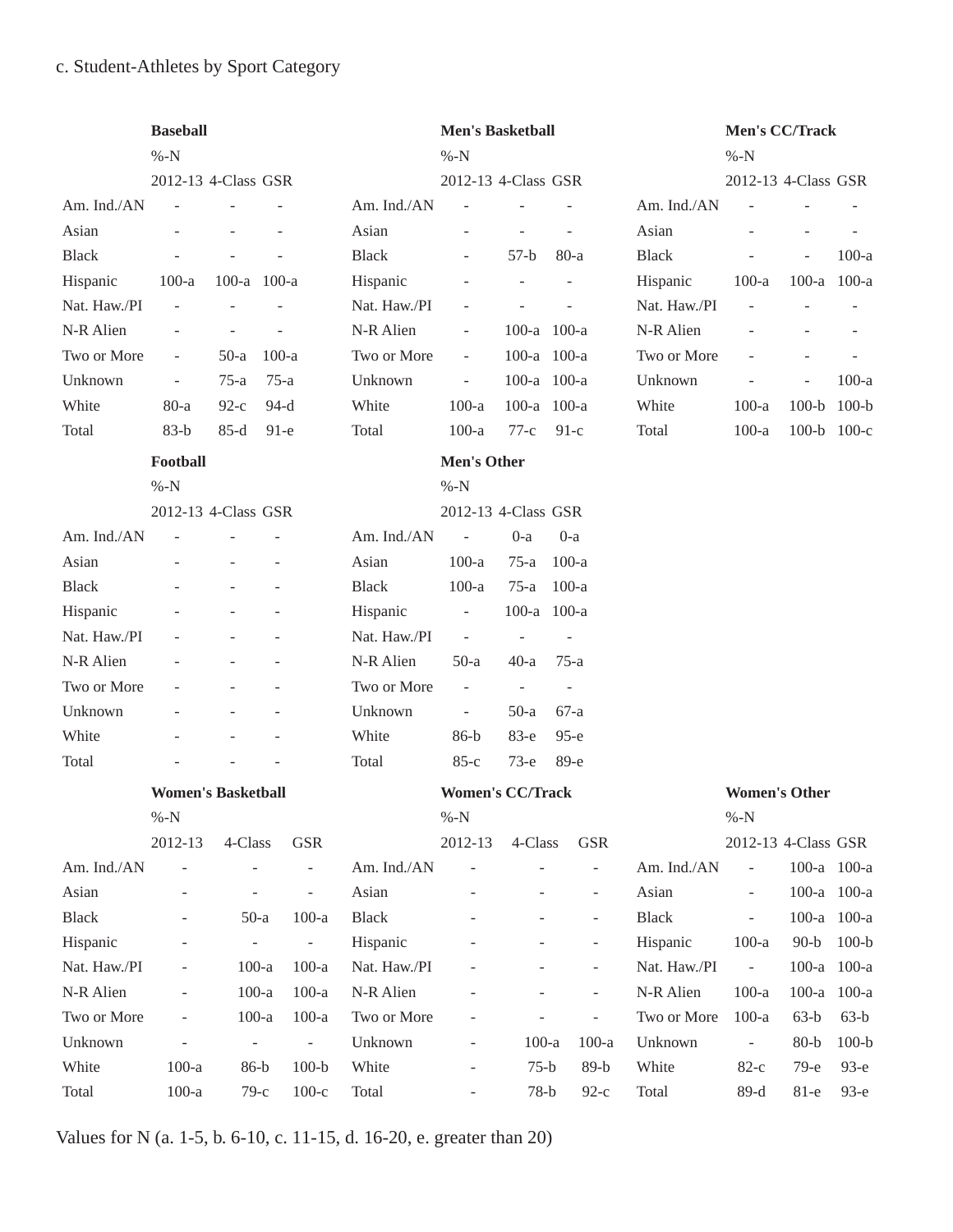c. Student-Athletes by Sport Category

**Baseball**

| | %-N 2012-13 | 4-Class | GSR |
|---|---|---|---|
| Am. Ind./AN | - | - | - |
| Asian | - | - | - |
| Black | - | - | - |
| Hispanic | 100-a | 100-a | 100-a |
| Nat. Haw./PI | - | - | - |
| N-R Alien | - | - | - |
| Two or More | - | 50-a | 100-a |
| Unknown | - | 75-a | 75-a |
| White | 80-a | 92-c | 94-d |
| Total | 83-b | 85-d | 91-e |

**Men's Basketball**

| | %-N 2012-13 | 4-Class | GSR |
|---|---|---|---|
| Am. Ind./AN | - | - | - |
| Asian | - | - | - |
| Black | - | 57-b | 80-a |
| Hispanic | - | - | - |
| Nat. Haw./PI | - | - | - |
| N-R Alien | - | 100-a | 100-a |
| Two or More | - | 100-a | 100-a |
| Unknown | - | 100-a | 100-a |
| White | 100-a | 100-a | 100-a |
| Total | 100-a | 77-c | 91-c |

**Men's CC/Track**

| | %-N 2012-13 | 4-Class | GSR |
|---|---|---|---|
| Am. Ind./AN | - | - | - |
| Asian | - | - | - |
| Black | - | - | 100-a |
| Hispanic | 100-a | 100-a | 100-a |
| Nat. Haw./PI | - | - | - |
| N-R Alien | - | - | - |
| Two or More | - | - | - |
| Unknown | - | - | 100-a |
| White | 100-a | 100-b | 100-b |
| Total | 100-a | 100-b | 100-c |

**Football**

| | %-N 2012-13 | 4-Class | GSR |
|---|---|---|---|
| Am. Ind./AN | - | - | - |
| Asian | - | - | - |
| Black | - | - | - |
| Hispanic | - | - | - |
| Nat. Haw./PI | - | - | - |
| N-R Alien | - | - | - |
| Two or More | - | - | - |
| Unknown | - | - | - |
| White | - | - | - |
| Total | - | - | - |

**Men's Other**

| | %-N 2012-13 | 4-Class | GSR |
|---|---|---|---|
| Am. Ind./AN | - | 0-a | 0-a |
| Asian | 100-a | 75-a | 100-a |
| Black | 100-a | 75-a | 100-a |
| Hispanic | - | 100-a | 100-a |
| Nat. Haw./PI | - | - | - |
| N-R Alien | 50-a | 40-a | 75-a |
| Two or More | - | - | - |
| Unknown | - | 50-a | 67-a |
| White | 86-b | 83-e | 95-e |
| Total | 85-c | 73-e | 89-e |

**Women's Basketball**

| | %-N 2012-13 | 4-Class | GSR |
|---|---|---|---|
| Am. Ind./AN | - | - | - |
| Asian | - | - | - |
| Black | - | 50-a | 100-a |
| Hispanic | - | - | - |
| Nat. Haw./PI | - | 100-a | 100-a |
| N-R Alien | - | 100-a | 100-a |
| Two or More | - | 100-a | 100-a |
| Unknown | - | - | - |
| White | 100-a | 86-b | 100-b |
| Total | 100-a | 79-c | 100-c |

**Women's CC/Track**

| | %-N 2012-13 | 4-Class | GSR |
|---|---|---|---|
| Am. Ind./AN | - | - | - |
| Asian | - | - | - |
| Black | - | - | - |
| Hispanic | - | - | - |
| Nat. Haw./PI | - | - | - |
| N-R Alien | - | - | - |
| Two or More | - | - | - |
| Unknown | - | 100-a | 100-a |
| White | - | 75-b | 89-b |
| Total | - | 78-b | 92-c |

**Women's Other**

| | %-N 2012-13 | 4-Class | GSR |
|---|---|---|---|
| Am. Ind./AN | - | 100-a | 100-a |
| Asian | - | 100-a | 100-a |
| Black | - | 100-a | 100-a |
| Hispanic | 100-a | 90-b | 100-b |
| Nat. Haw./PI | - | 100-a | 100-a |
| N-R Alien | 100-a | 100-a | 100-a |
| Two or More | 100-a | 63-b | 63-b |
| Unknown | - | 80-b | 100-b |
| White | 82-c | 79-e | 93-e |
| Total | 89-d | 81-e | 93-e |

Values for N (a. 1-5, b. 6-10, c. 11-15, d. 16-20, e. greater than 20)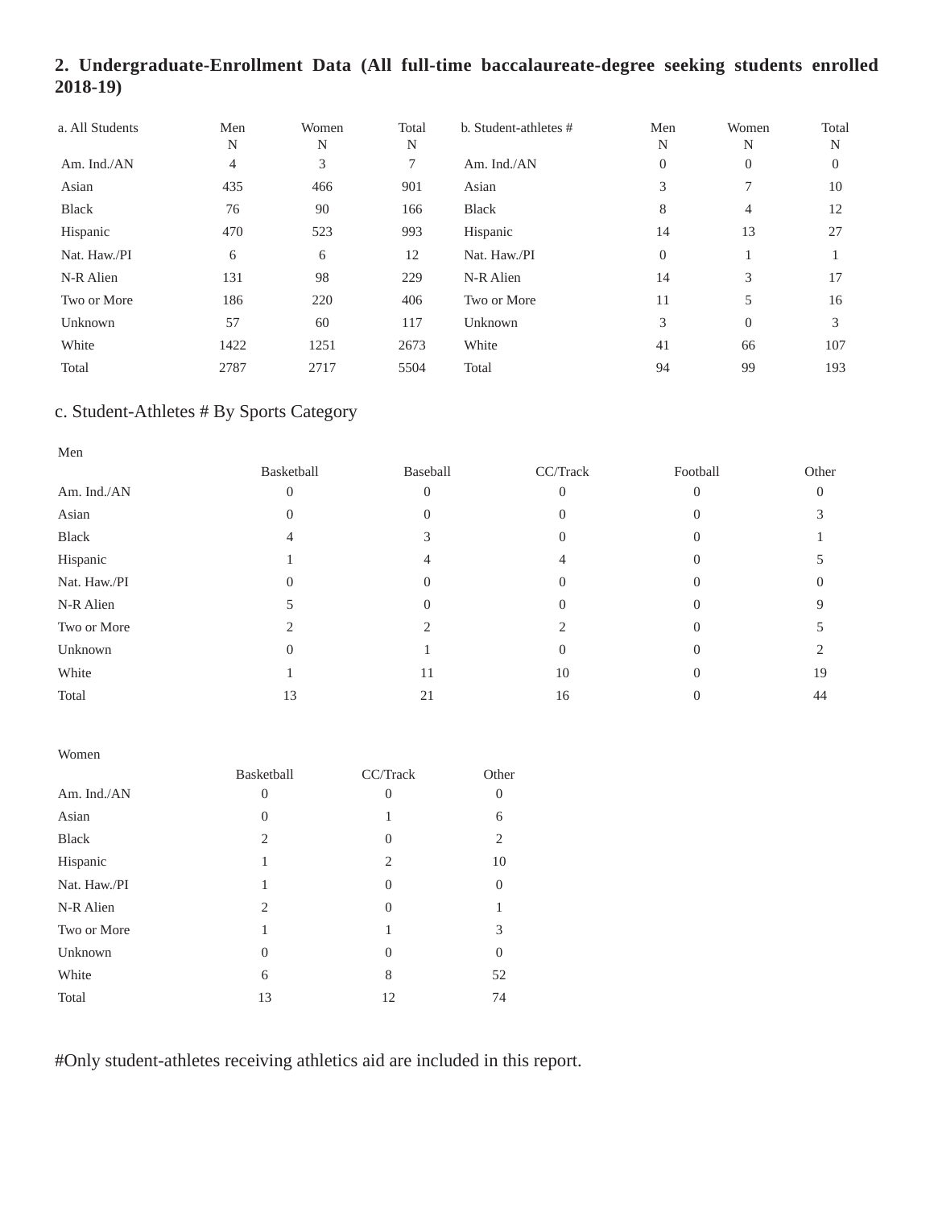## 2. Undergraduate-Enrollment Data (All full-time baccalaureate-degree seeking students enrolled 2018-19)

| a. All Students | Men N | Women N | Total N |
|---|---|---|---|
| Am. Ind./AN | 4 | 3 | 7 |
| Asian | 435 | 466 | 901 |
| Black | 76 | 90 | 166 |
| Hispanic | 470 | 523 | 993 |
| Nat. Haw./PI | 6 | 6 | 12 |
| N-R Alien | 131 | 98 | 229 |
| Two or More | 186 | 220 | 406 |
| Unknown | 57 | 60 | 117 |
| White | 1422 | 1251 | 2673 |
| Total | 2787 | 2717 | 5504 |

| b. Student-athletes # | Men N | Women N | Total N |
|---|---|---|---|
| Am. Ind./AN | 0 | 0 | 0 |
| Asian | 3 | 7 | 10 |
| Black | 8 | 4 | 12 |
| Hispanic | 14 | 13 | 27 |
| Nat. Haw./PI | 0 | 1 | 1 |
| N-R Alien | 14 | 3 | 17 |
| Two or More | 11 | 5 | 16 |
| Unknown | 3 | 0 | 3 |
| White | 41 | 66 | 107 |
| Total | 94 | 99 | 193 |

c. Student-Athletes # By Sports Category

Men

| | Basketball | Baseball | CC/Track | Football | Other |
|---|---|---|---|---|---|
| Am. Ind./AN | 0 | 0 | 0 | 0 | 0 |
| Asian | 0 | 0 | 0 | 0 | 3 |
| Black | 4 | 3 | 0 | 0 | 1 |
| Hispanic | 1 | 4 | 4 | 0 | 5 |
| Nat. Haw./PI | 0 | 0 | 0 | 0 | 0 |
| N-R Alien | 5 | 0 | 0 | 0 | 9 |
| Two or More | 2 | 2 | 2 | 0 | 5 |
| Unknown | 0 | 1 | 0 | 0 | 2 |
| White | 1 | 11 | 10 | 0 | 19 |
| Total | 13 | 21 | 16 | 0 | 44 |

Women

| | Basketball | CC/Track | Other |
|---|---|---|---|
| Am. Ind./AN | 0 | 0 | 0 |
| Asian | 0 | 1 | 6 |
| Black | 2 | 0 | 2 |
| Hispanic | 1 | 2 | 10 |
| Nat. Haw./PI | 1 | 0 | 0 |
| N-R Alien | 2 | 0 | 1 |
| Two or More | 1 | 1 | 3 |
| Unknown | 0 | 0 | 0 |
| White | 6 | 8 | 52 |
| Total | 13 | 12 | 74 |

#Only student-athletes receiving athletics aid are included in this report.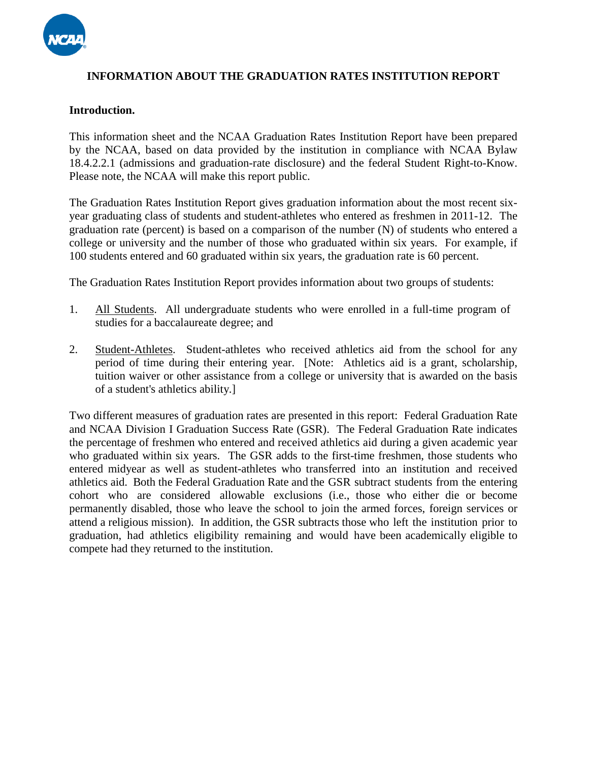## INFORMATION ABOUT THE GRADUATION RATES INSTITUTION REPORT

**Introduction.**

This information sheet and the NCAA Graduation Rates Institution Report have been prepared by the NCAA, based on data provided by the institution in compliance with NCAA Bylaw 18.4.2.2.1 (admissions and graduation-rate disclosure) and the federal Student Right-to-Know. Please note, the NCAA will make this report public.

The Graduation Rates Institution Report gives graduation information about the most recent six-year graduating class of students and student-athletes who entered as freshmen in 2011-12. The graduation rate (percent) is based on a comparison of the number (N) of students who entered a college or university and the number of those who graduated within six years. For example, if 100 students entered and 60 graduated within six years, the graduation rate is 60 percent.

The Graduation Rates Institution Report provides information about two groups of students:

1. All Students. All undergraduate students who were enrolled in a full-time program of studies for a baccalaureate degree; and
2. Student-Athletes. Student-athletes who received athletics aid from the school for any period of time during their entering year. [Note: Athletics aid is a grant, scholarship, tuition waiver or other assistance from a college or university that is awarded on the basis of a student's athletics ability.]

Two different measures of graduation rates are presented in this report: Federal Graduation Rate and NCAA Division I Graduation Success Rate (GSR). The Federal Graduation Rate indicates the percentage of freshmen who entered and received athletics aid during a given academic year who graduated within six years. The GSR adds to the first-time freshmen, those students who entered midyear as well as student-athletes who transferred into an institution and received athletics aid. Both the Federal Graduation Rate and the GSR subtract students from the entering cohort who are considered allowable exclusions (i.e., those who either die or become permanently disabled, those who leave the school to join the armed forces, foreign services or attend a religious mission). In addition, the GSR subtracts those who left the institution prior to graduation, had athletics eligibility remaining and would have been academically eligible to compete had they returned to the institution.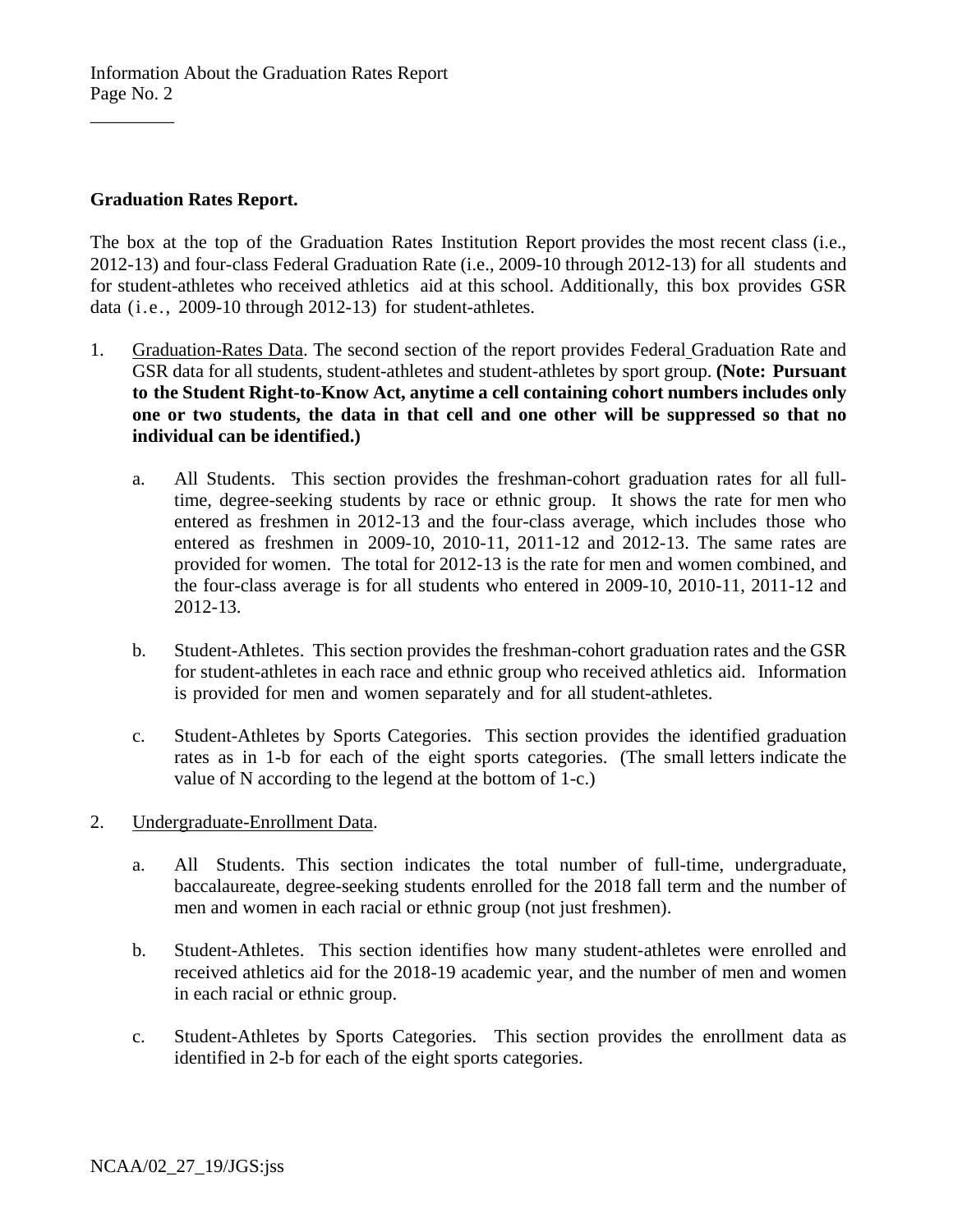**Graduation Rates Report.**

The box at the top of the Graduation Rates Institution Report provides the most recent class (i.e., 2012-13) and four-class Federal Graduation Rate (i.e., 2009-10 through 2012-13) for all students and for student-athletes who received athletics aid at this school. Additionally, this box provides GSR data (i.e., 2009-10 through 2012-13) for student-athletes.

1. Graduation-Rates Data. The second section of the report provides Federal Graduation Rate and GSR data for all students, student-athletes and student-athletes by sport group. **(Note: Pursuant to the Student Right-to-Know Act, anytime a cell containing cohort numbers includes only one or two students, the data in that cell and one other will be suppressed so that no individual can be identified.)**

    a. All Students. This section provides the freshman-cohort graduation rates for all full-time, degree-seeking students by race or ethnic group. It shows the rate for men who entered as freshmen in 2012-13 and the four-class average, which includes those who entered as freshmen in 2009-10, 2010-11, 2011-12 and 2012-13. The same rates are provided for women. The total for 2012-13 is the rate for men and women combined, and the four-class average is for all students who entered in 2009-10, 2010-11, 2011-12 and 2012-13.

    b. Student-Athletes. This section provides the freshman-cohort graduation rates and the GSR for student-athletes in each race and ethnic group who received athletics aid. Information is provided for men and women separately and for all student-athletes.

    c. Student-Athletes by Sports Categories. This section provides the identified graduation rates as in 1-b for each of the eight sports categories. (The small letters indicate the value of N according to the legend at the bottom of 1-c.)

2. Undergraduate-Enrollment Data.

    a. All Students. This section indicates the total number of full-time, undergraduate, baccalaureate, degree-seeking students enrolled for the 2018 fall term and the number of men and women in each racial or ethnic group (not just freshmen).

    b. Student-Athletes. This section identifies how many student-athletes were enrolled and received athletics aid for the 2018-19 academic year, and the number of men and women in each racial or ethnic group.

    c. Student-Athletes by Sports Categories. This section provides the enrollment data as identified in 2-b for each of the eight sports categories.

NCAA/02_27_19/JGS:jss